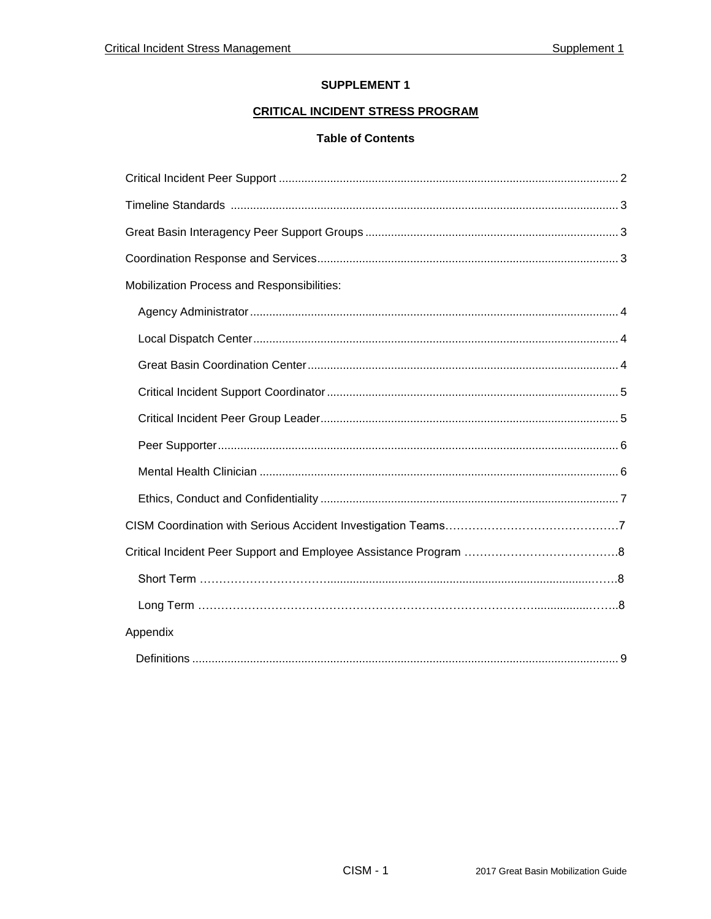# SUPPLEMENT 1

## CRITICAL INCIDENT STRESS PROGRAM

### Table of Contents

Critical Incident Peer Support ..... 2

Timeline Standards ..... 3

Great Basin Interagency Peer Support Groups ..... 3

Coordination Response and Services ..... 3

Mobilization Process and Responsibilities:

- Agency Administrator ..... 4
- Local Dispatch Center ..... 4
- Great Basin Coordination Center ..... 4
- Critical Incident Support Coordinator ..... 5
- Critical Incident Peer Group Leader ..... 5
- Peer Supporter ..... 6
- Mental Health Clinician ..... 6
- Ethics, Conduct and Confidentiality ..... 7

CISM Coordination with Serious Accident Investigation Teams ..... 7

Critical Incident Peer Support and Employee Assistance Program ..... 8

- Short Term ..... 8
- Long Term ..... 8

Appendix

- Definitions ..... 9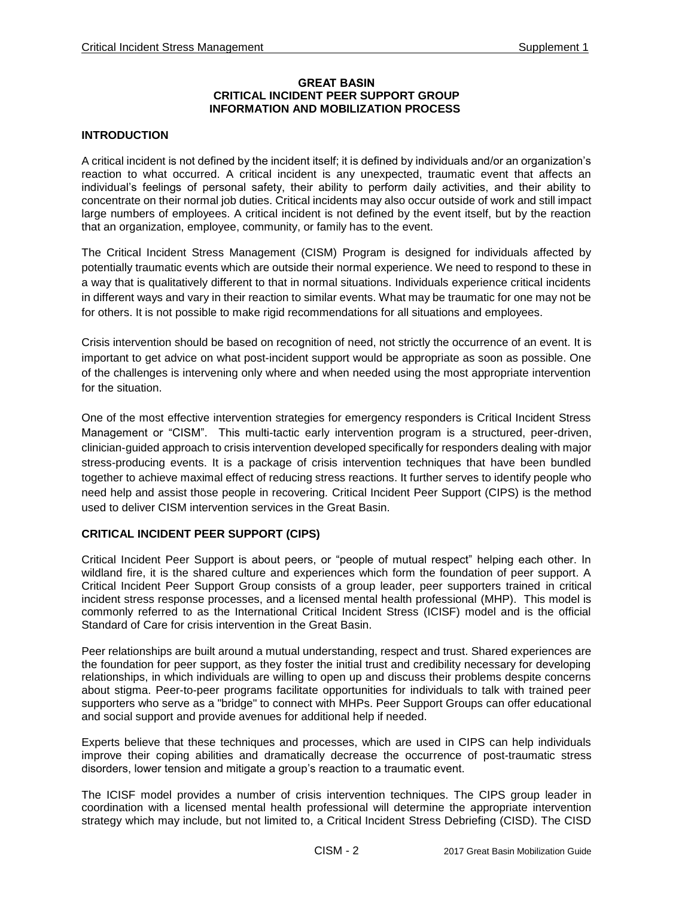**GREAT BASIN**
**CRITICAL INCIDENT PEER SUPPORT GROUP**
**INFORMATION AND MOBILIZATION PROCESS**

## INTRODUCTION

A critical incident is not defined by the incident itself; it is defined by individuals and/or an organization's reaction to what occurred. A critical incident is any unexpected, traumatic event that affects an individual's feelings of personal safety, their ability to perform daily activities, and their ability to concentrate on their normal job duties. Critical incidents may also occur outside of work and still impact large numbers of employees. A critical incident is not defined by the event itself, but by the reaction that an organization, employee, community, or family has to the event.

The Critical Incident Stress Management (CISM) Program is designed for individuals affected by potentially traumatic events which are outside their normal experience. We need to respond to these in a way that is qualitatively different to that in normal situations. Individuals experience critical incidents in different ways and vary in their reaction to similar events. What may be traumatic for one may not be for others. It is not possible to make rigid recommendations for all situations and employees.

Crisis intervention should be based on recognition of need, not strictly the occurrence of an event. It is important to get advice on what post-incident support would be appropriate as soon as possible. One of the challenges is intervening only where and when needed using the most appropriate intervention for the situation.

One of the most effective intervention strategies for emergency responders is Critical Incident Stress Management or "CISM". This multi-tactic early intervention program is a structured, peer-driven, clinician-guided approach to crisis intervention developed specifically for responders dealing with major stress-producing events. It is a package of crisis intervention techniques that have been bundled together to achieve maximal effect of reducing stress reactions. It further serves to identify people who need help and assist those people in recovering. Critical Incident Peer Support (CIPS) is the method used to deliver CISM intervention services in the Great Basin.

## CRITICAL INCIDENT PEER SUPPORT (CIPS)

Critical Incident Peer Support is about peers, or "people of mutual respect" helping each other. In wildland fire, it is the shared culture and experiences which form the foundation of peer support. A Critical Incident Peer Support Group consists of a group leader, peer supporters trained in critical incident stress response processes, and a licensed mental health professional (MHP). This model is commonly referred to as the International Critical Incident Stress (ICISF) model and is the official Standard of Care for crisis intervention in the Great Basin.

Peer relationships are built around a mutual understanding, respect and trust. Shared experiences are the foundation for peer support, as they foster the initial trust and credibility necessary for developing relationships, in which individuals are willing to open up and discuss their problems despite concerns about stigma. Peer-to-peer programs facilitate opportunities for individuals to talk with trained peer supporters who serve as a "bridge" to connect with MHPs. Peer Support Groups can offer educational and social support and provide avenues for additional help if needed.

Experts believe that these techniques and processes, which are used in CIPS can help individuals improve their coping abilities and dramatically decrease the occurrence of post-traumatic stress disorders, lower tension and mitigate a group's reaction to a traumatic event.

The ICISF model provides a number of crisis intervention techniques. The CIPS group leader in coordination with a licensed mental health professional will determine the appropriate intervention strategy which may include, but not limited to, a Critical Incident Stress Debriefing (CISD). The CISD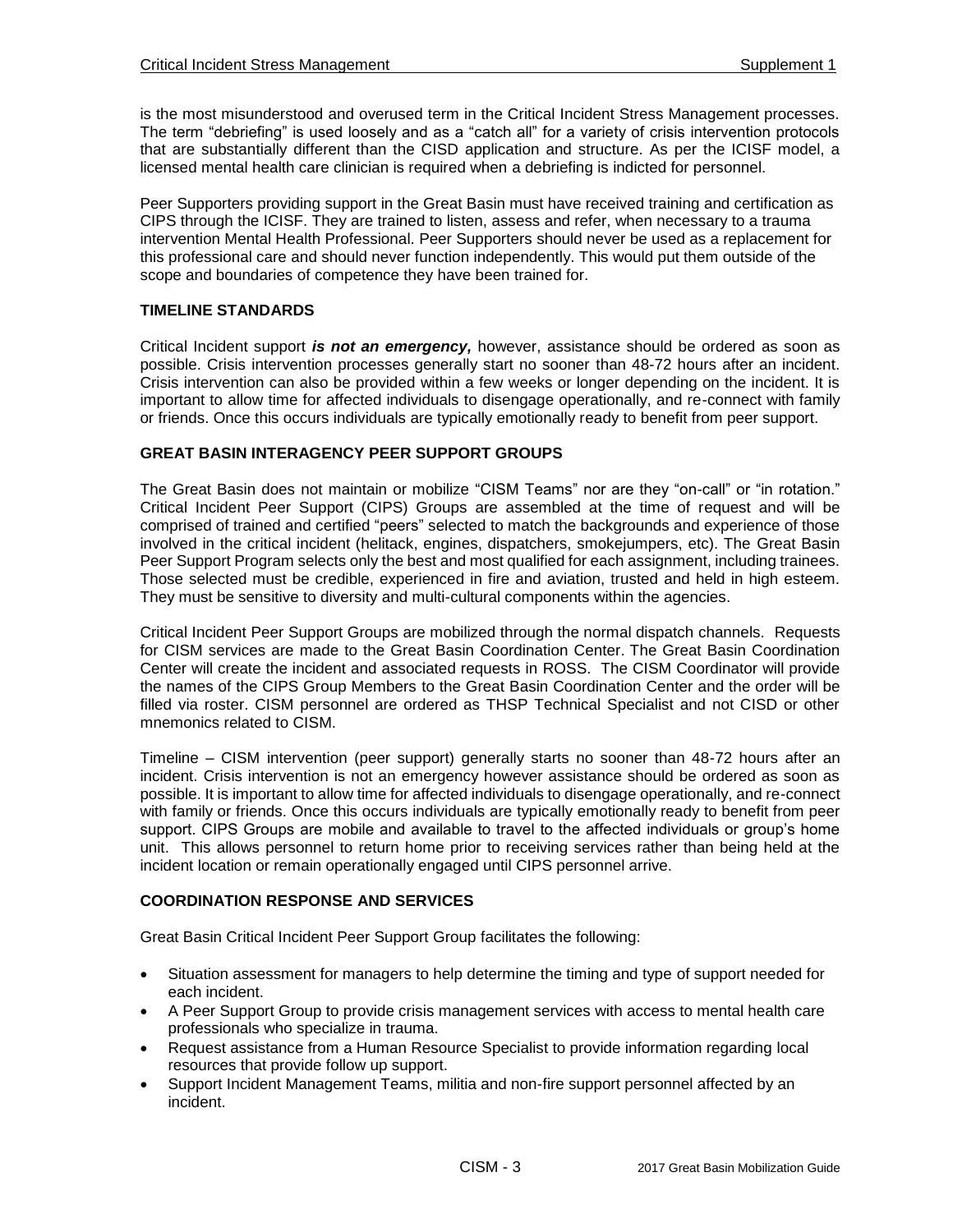is the most misunderstood and overused term in the Critical Incident Stress Management processes. The term "debriefing" is used loosely and as a "catch all" for a variety of crisis intervention protocols that are substantially different than the CISD application and structure. As per the ICISF model, a licensed mental health care clinician is required when a debriefing is indicted for personnel.

Peer Supporters providing support in the Great Basin must have received training and certification as CIPS through the ICISF. They are trained to listen, assess and refer, when necessary to a trauma intervention Mental Health Professional. Peer Supporters should never be used as a replacement for this professional care and should never function independently. This would put them outside of the scope and boundaries of competence they have been trained for.

**TIMELINE STANDARDS**

Critical Incident support ***is not an emergency,*** however, assistance should be ordered as soon as possible. Crisis intervention processes generally start no sooner than 48-72 hours after an incident. Crisis intervention can also be provided within a few weeks or longer depending on the incident. It is important to allow time for affected individuals to disengage operationally, and re-connect with family or friends. Once this occurs individuals are typically emotionally ready to benefit from peer support.

**GREAT BASIN INTERAGENCY PEER SUPPORT GROUPS**

The Great Basin does not maintain or mobilize "CISM Teams" nor are they "on-call" or "in rotation." Critical Incident Peer Support (CIPS) Groups are assembled at the time of request and will be comprised of trained and certified "peers" selected to match the backgrounds and experience of those involved in the critical incident (helitack, engines, dispatchers, smokejumpers, etc). The Great Basin Peer Support Program selects only the best and most qualified for each assignment, including trainees. Those selected must be credible, experienced in fire and aviation, trusted and held in high esteem. They must be sensitive to diversity and multi-cultural components within the agencies.

Critical Incident Peer Support Groups are mobilized through the normal dispatch channels. Requests for CISM services are made to the Great Basin Coordination Center. The Great Basin Coordination Center will create the incident and associated requests in ROSS. The CISM Coordinator will provide the names of the CIPS Group Members to the Great Basin Coordination Center and the order will be filled via roster. CISM personnel are ordered as THSP Technical Specialist and not CISD or other mnemonics related to CISM.

Timeline – CISM intervention (peer support) generally starts no sooner than 48-72 hours after an incident. Crisis intervention is not an emergency however assistance should be ordered as soon as possible. It is important to allow time for affected individuals to disengage operationally, and re-connect with family or friends. Once this occurs individuals are typically emotionally ready to benefit from peer support. CIPS Groups are mobile and available to travel to the affected individuals or group's home unit. This allows personnel to return home prior to receiving services rather than being held at the incident location or remain operationally engaged until CIPS personnel arrive.

**COORDINATION RESPONSE AND SERVICES**

Great Basin Critical Incident Peer Support Group facilitates the following:

- Situation assessment for managers to help determine the timing and type of support needed for each incident.
- A Peer Support Group to provide crisis management services with access to mental health care professionals who specialize in trauma.
- Request assistance from a Human Resource Specialist to provide information regarding local resources that provide follow up support.
- Support Incident Management Teams, militia and non-fire support personnel affected by an incident.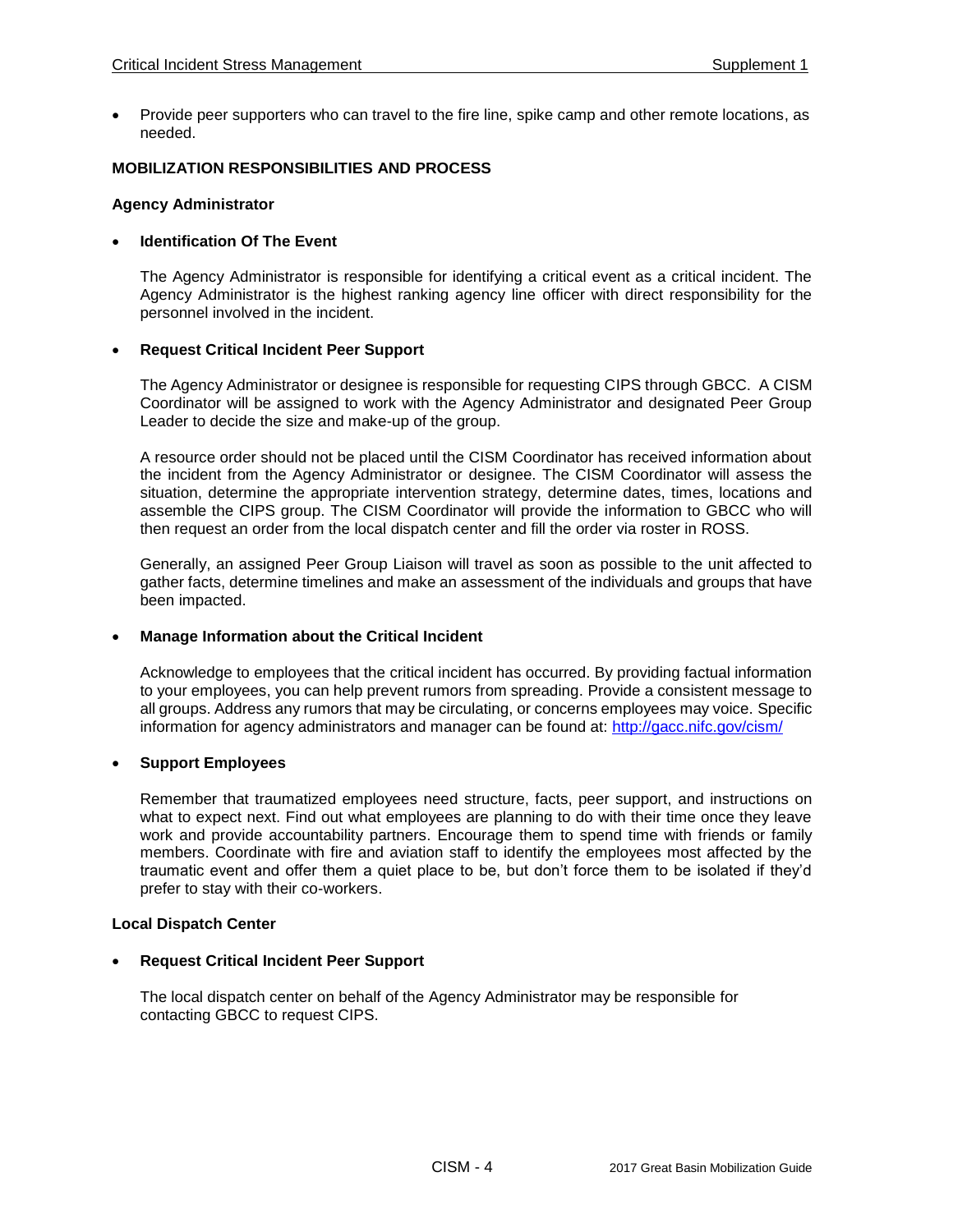- Provide peer supporters who can travel to the fire line, spike camp and other remote locations, as needed.

## MOBILIZATION RESPONSIBILITIES AND PROCESS

### Agency Administrator

- **Identification Of The Event**

  The Agency Administrator is responsible for identifying a critical event as a critical incident. The Agency Administrator is the highest ranking agency line officer with direct responsibility for the personnel involved in the incident.

- **Request Critical Incident Peer Support**

  The Agency Administrator or designee is responsible for requesting CIPS through GBCC. A CISM Coordinator will be assigned to work with the Agency Administrator and designated Peer Group Leader to decide the size and make-up of the group.

  A resource order should not be placed until the CISM Coordinator has received information about the incident from the Agency Administrator or designee. The CISM Coordinator will assess the situation, determine the appropriate intervention strategy, determine dates, times, locations and assemble the CIPS group. The CISM Coordinator will provide the information to GBCC who will then request an order from the local dispatch center and fill the order via roster in ROSS.

  Generally, an assigned Peer Group Liaison will travel as soon as possible to the unit affected to gather facts, determine timelines and make an assessment of the individuals and groups that have been impacted.

- **Manage Information about the Critical Incident**

  Acknowledge to employees that the critical incident has occurred. By providing factual information to your employees, you can help prevent rumors from spreading. Provide a consistent message to all groups. Address any rumors that may be circulating, or concerns employees may voice. Specific information for agency administrators and manager can be found at: http://gacc.nifc.gov/cism/

- **Support Employees**

  Remember that traumatized employees need structure, facts, peer support, and instructions on what to expect next. Find out what employees are planning to do with their time once they leave work and provide accountability partners. Encourage them to spend time with friends or family members. Coordinate with fire and aviation staff to identify the employees most affected by the traumatic event and offer them a quiet place to be, but don't force them to be isolated if they'd prefer to stay with their co-workers.

### Local Dispatch Center

- **Request Critical Incident Peer Support**

  The local dispatch center on behalf of the Agency Administrator may be responsible for contacting GBCC to request CIPS.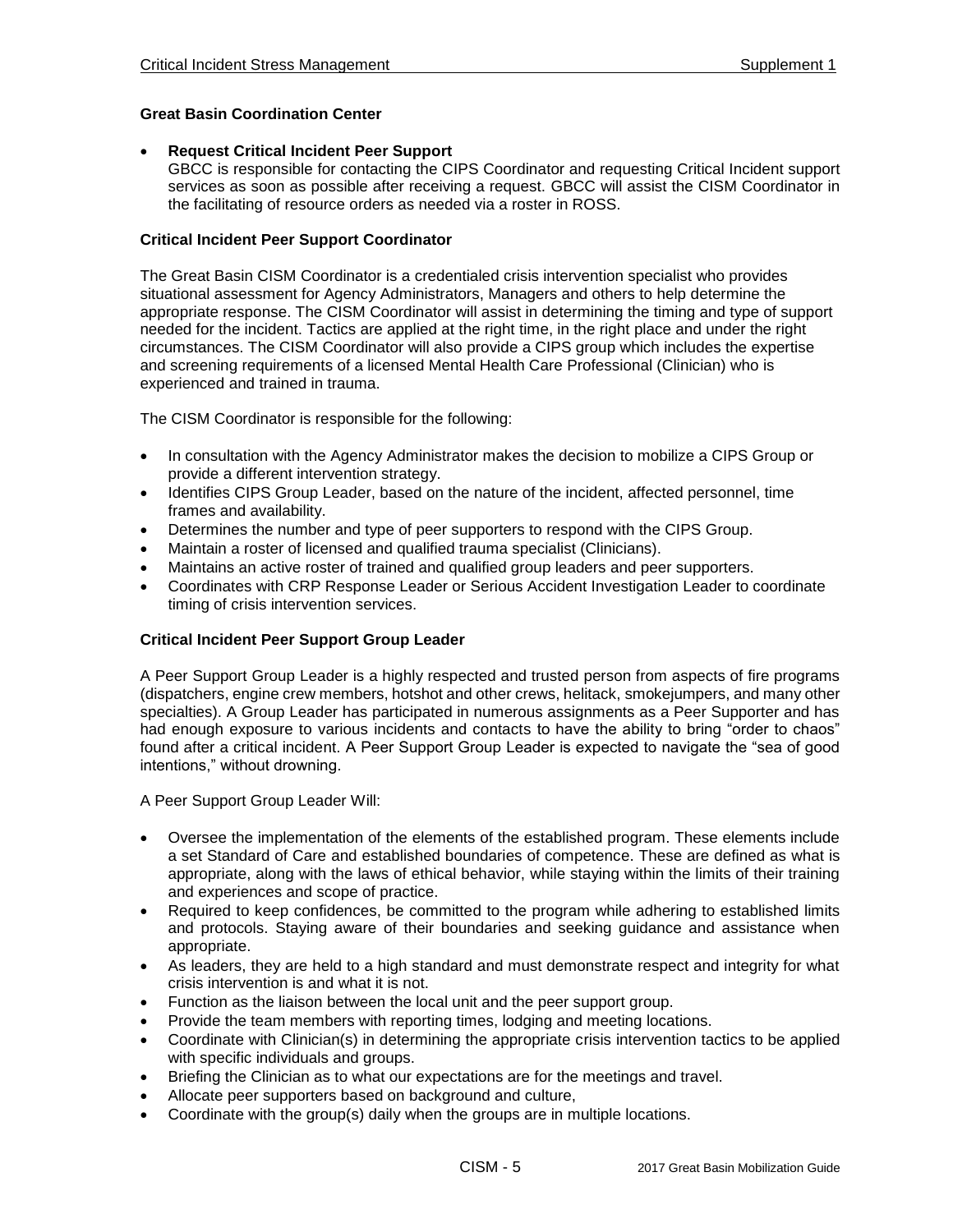### Great Basin Coordination Center

- **Request Critical Incident Peer Support**
  GBCC is responsible for contacting the CIPS Coordinator and requesting Critical Incident support services as soon as possible after receiving a request. GBCC will assist the CISM Coordinator in the facilitating of resource orders as needed via a roster in ROSS.

### Critical Incident Peer Support Coordinator

The Great Basin CISM Coordinator is a credentialed crisis intervention specialist who provides situational assessment for Agency Administrators, Managers and others to help determine the appropriate response. The CISM Coordinator will assist in determining the timing and type of support needed for the incident. Tactics are applied at the right time, in the right place and under the right circumstances. The CISM Coordinator will also provide a CIPS group which includes the expertise and screening requirements of a licensed Mental Health Care Professional (Clinician) who is experienced and trained in trauma.

The CISM Coordinator is responsible for the following:

- In consultation with the Agency Administrator makes the decision to mobilize a CIPS Group or provide a different intervention strategy.
- Identifies CIPS Group Leader, based on the nature of the incident, affected personnel, time frames and availability.
- Determines the number and type of peer supporters to respond with the CIPS Group.
- Maintain a roster of licensed and qualified trauma specialist (Clinicians).
- Maintains an active roster of trained and qualified group leaders and peer supporters.
- Coordinates with CRP Response Leader or Serious Accident Investigation Leader to coordinate timing of crisis intervention services.

### Critical Incident Peer Support Group Leader

A Peer Support Group Leader is a highly respected and trusted person from aspects of fire programs (dispatchers, engine crew members, hotshot and other crews, helitack, smokejumpers, and many other specialties). A Group Leader has participated in numerous assignments as a Peer Supporter and has had enough exposure to various incidents and contacts to have the ability to bring "order to chaos" found after a critical incident. A Peer Support Group Leader is expected to navigate the "sea of good intentions," without drowning.

A Peer Support Group Leader Will:

- Oversee the implementation of the elements of the established program. These elements include a set Standard of Care and established boundaries of competence. These are defined as what is appropriate, along with the laws of ethical behavior, while staying within the limits of their training and experiences and scope of practice.
- Required to keep confidences, be committed to the program while adhering to established limits and protocols. Staying aware of their boundaries and seeking guidance and assistance when appropriate.
- As leaders, they are held to a high standard and must demonstrate respect and integrity for what crisis intervention is and what it is not.
- Function as the liaison between the local unit and the peer support group.
- Provide the team members with reporting times, lodging and meeting locations.
- Coordinate with Clinician(s) in determining the appropriate crisis intervention tactics to be applied with specific individuals and groups.
- Briefing the Clinician as to what our expectations are for the meetings and travel.
- Allocate peer supporters based on background and culture,
- Coordinate with the group(s) daily when the groups are in multiple locations.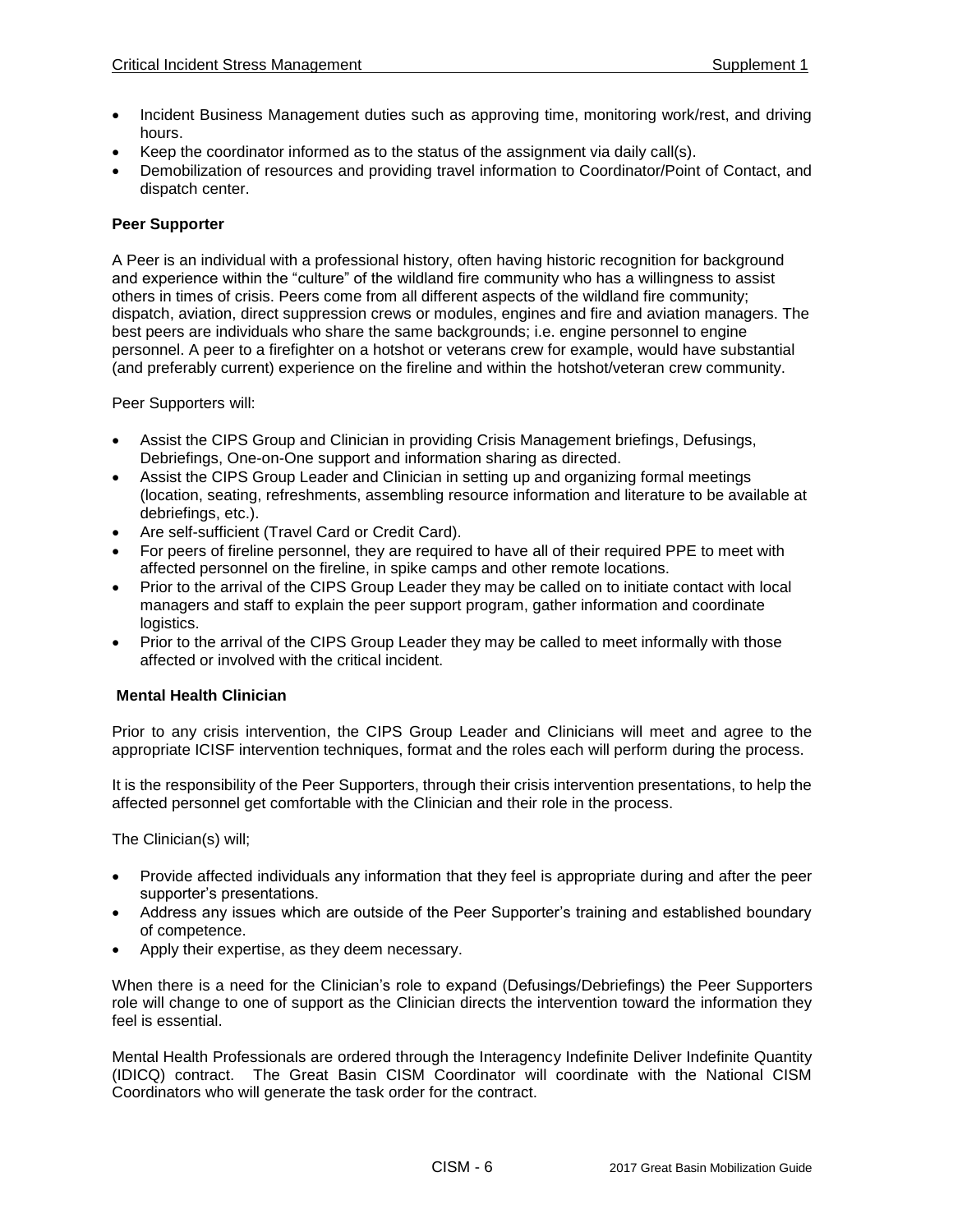- Incident Business Management duties such as approving time, monitoring work/rest, and driving hours.
- Keep the coordinator informed as to the status of the assignment via daily call(s).
- Demobilization of resources and providing travel information to Coordinator/Point of Contact, and dispatch center.

**Peer Supporter**

A Peer is an individual with a professional history, often having historic recognition for background and experience within the "culture" of the wildland fire community who has a willingness to assist others in times of crisis. Peers come from all different aspects of the wildland fire community; dispatch, aviation, direct suppression crews or modules, engines and fire and aviation managers. The best peers are individuals who share the same backgrounds; i.e. engine personnel to engine personnel. A peer to a firefighter on a hotshot or veterans crew for example, would have substantial (and preferably current) experience on the fireline and within the hotshot/veteran crew community.

Peer Supporters will:

- Assist the CIPS Group and Clinician in providing Crisis Management briefings, Defusings, Debriefings, One-on-One support and information sharing as directed.
- Assist the CIPS Group Leader and Clinician in setting up and organizing formal meetings (location, seating, refreshments, assembling resource information and literature to be available at debriefings, etc.).
- Are self-sufficient (Travel Card or Credit Card).
- For peers of fireline personnel, they are required to have all of their required PPE to meet with affected personnel on the fireline, in spike camps and other remote locations.
- Prior to the arrival of the CIPS Group Leader they may be called on to initiate contact with local managers and staff to explain the peer support program, gather information and coordinate logistics.
- Prior to the arrival of the CIPS Group Leader they may be called to meet informally with those affected or involved with the critical incident.

**Mental Health Clinician**

Prior to any crisis intervention, the CIPS Group Leader and Clinicians will meet and agree to the appropriate ICISF intervention techniques, format and the roles each will perform during the process.

It is the responsibility of the Peer Supporters, through their crisis intervention presentations, to help the affected personnel get comfortable with the Clinician and their role in the process.

The Clinician(s) will;

- Provide affected individuals any information that they feel is appropriate during and after the peer supporter's presentations.
- Address any issues which are outside of the Peer Supporter's training and established boundary of competence.
- Apply their expertise, as they deem necessary.

When there is a need for the Clinician's role to expand (Defusings/Debriefings) the Peer Supporters role will change to one of support as the Clinician directs the intervention toward the information they feel is essential.

Mental Health Professionals are ordered through the Interagency Indefinite Deliver Indefinite Quantity (IDICQ) contract. The Great Basin CISM Coordinator will coordinate with the National CISM Coordinators who will generate the task order for the contract.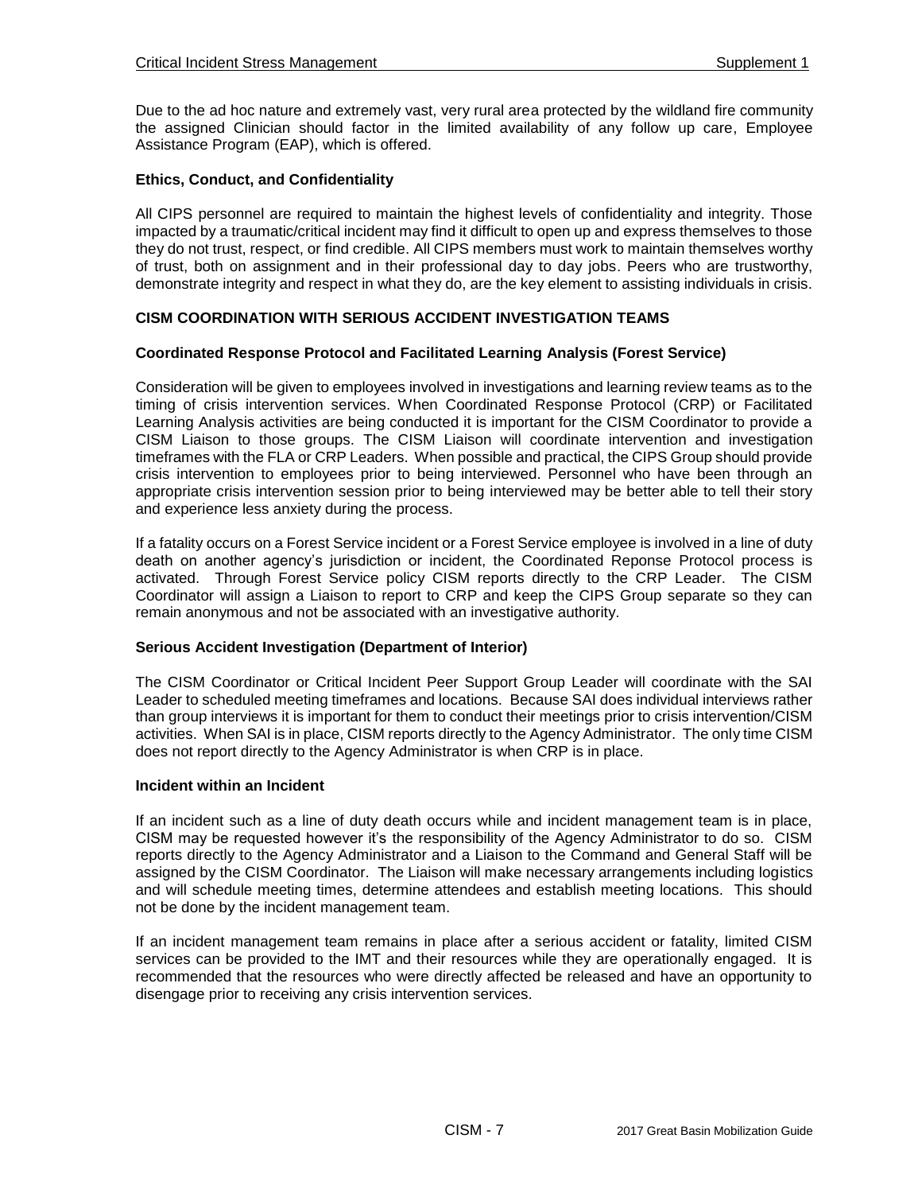Due to the ad hoc nature and extremely vast, very rural area protected by the wildland fire community the assigned Clinician should factor in the limited availability of any follow up care, Employee Assistance Program (EAP), which is offered.

### Ethics, Conduct, and Confidentiality

All CIPS personnel are required to maintain the highest levels of confidentiality and integrity. Those impacted by a traumatic/critical incident may find it difficult to open up and express themselves to those they do not trust, respect, or find credible. All CIPS members must work to maintain themselves worthy of trust, both on assignment and in their professional day to day jobs. Peers who are trustworthy, demonstrate integrity and respect in what they do, are the key element to assisting individuals in crisis.

## CISM COORDINATION WITH SERIOUS ACCIDENT INVESTIGATION TEAMS

### Coordinated Response Protocol and Facilitated Learning Analysis (Forest Service)

Consideration will be given to employees involved in investigations and learning review teams as to the timing of crisis intervention services. When Coordinated Response Protocol (CRP) or Facilitated Learning Analysis activities are being conducted it is important for the CISM Coordinator to provide a CISM Liaison to those groups. The CISM Liaison will coordinate intervention and investigation timeframes with the FLA or CRP Leaders. When possible and practical, the CIPS Group should provide crisis intervention to employees prior to being interviewed. Personnel who have been through an appropriate crisis intervention session prior to being interviewed may be better able to tell their story and experience less anxiety during the process.

If a fatality occurs on a Forest Service incident or a Forest Service employee is involved in a line of duty death on another agency's jurisdiction or incident, the Coordinated Reponse Protocol process is activated. Through Forest Service policy CISM reports directly to the CRP Leader. The CISM Coordinator will assign a Liaison to report to CRP and keep the CIPS Group separate so they can remain anonymous and not be associated with an investigative authority.

### Serious Accident Investigation (Department of Interior)

The CISM Coordinator or Critical Incident Peer Support Group Leader will coordinate with the SAI Leader to scheduled meeting timeframes and locations. Because SAI does individual interviews rather than group interviews it is important for them to conduct their meetings prior to crisis intervention/CISM activities. When SAI is in place, CISM reports directly to the Agency Administrator. The only time CISM does not report directly to the Agency Administrator is when CRP is in place.

### Incident within an Incident

If an incident such as a line of duty death occurs while and incident management team is in place, CISM may be requested however it's the responsibility of the Agency Administrator to do so. CISM reports directly to the Agency Administrator and a Liaison to the Command and General Staff will be assigned by the CISM Coordinator. The Liaison will make necessary arrangements including logistics and will schedule meeting times, determine attendees and establish meeting locations. This should not be done by the incident management team.

If an incident management team remains in place after a serious accident or fatality, limited CISM services can be provided to the IMT and their resources while they are operationally engaged. It is recommended that the resources who were directly affected be released and have an opportunity to disengage prior to receiving any crisis intervention services.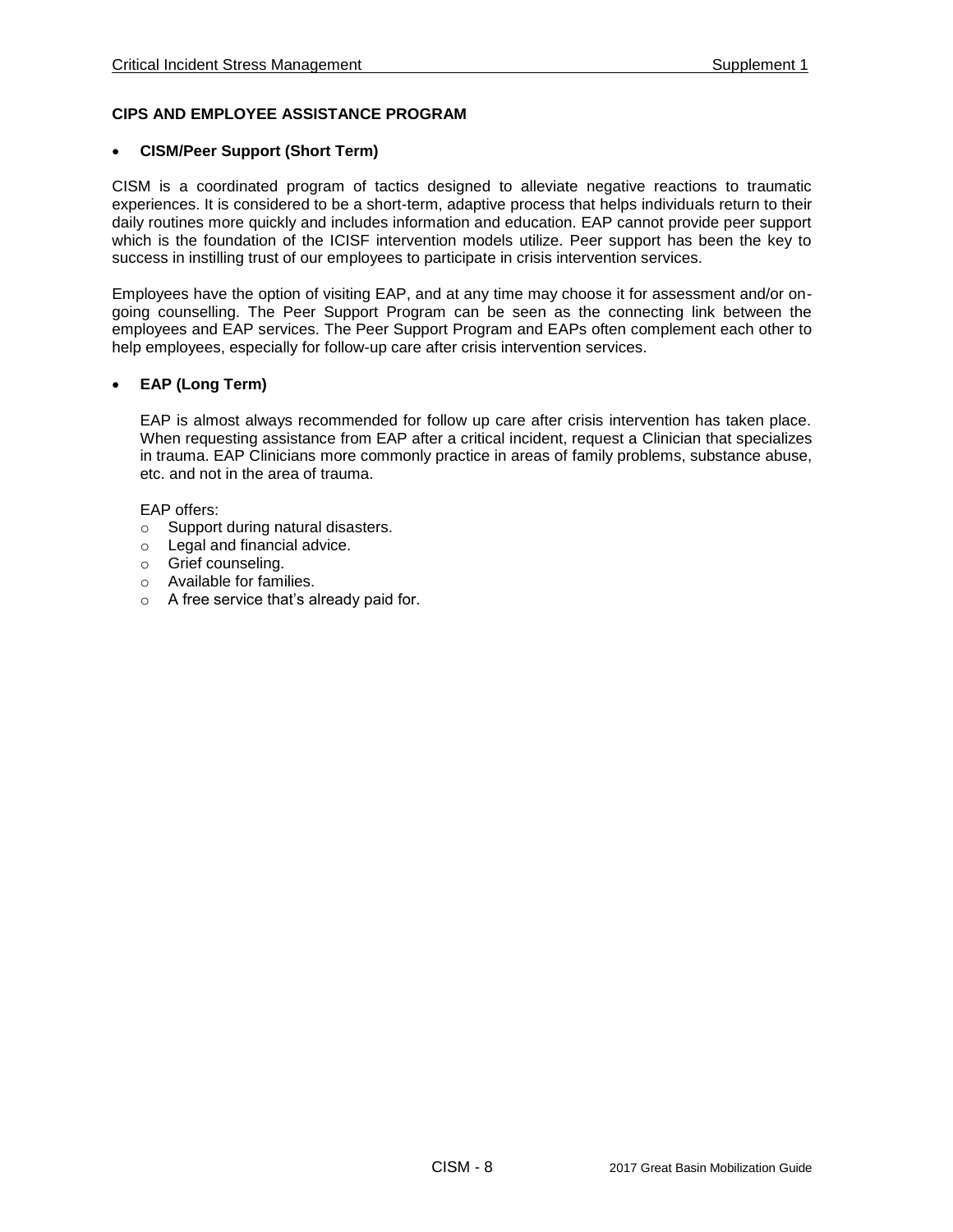**CIPS AND EMPLOYEE ASSISTANCE PROGRAM**

- **CISM/Peer Support (Short Term)**

CISM is a coordinated program of tactics designed to alleviate negative reactions to traumatic experiences. It is considered to be a short-term, adaptive process that helps individuals return to their daily routines more quickly and includes information and education. EAP cannot provide peer support which is the foundation of the ICISF intervention models utilize. Peer support has been the key to success in instilling trust of our employees to participate in crisis intervention services.

Employees have the option of visiting EAP, and at any time may choose it for assessment and/or on-going counselling. The Peer Support Program can be seen as the connecting link between the employees and EAP services. The Peer Support Program and EAPs often complement each other to help employees, especially for follow-up care after crisis intervention services.

- **EAP (Long Term)**

EAP is almost always recommended for follow up care after crisis intervention has taken place. When requesting assistance from EAP after a critical incident, request a Clinician that specializes in trauma. EAP Clinicians more commonly practice in areas of family problems, substance abuse, etc. and not in the area of trauma.

EAP offers:

- Support during natural disasters.
- Legal and financial advice.
- Grief counseling.
- Available for families.
- A free service that's already paid for.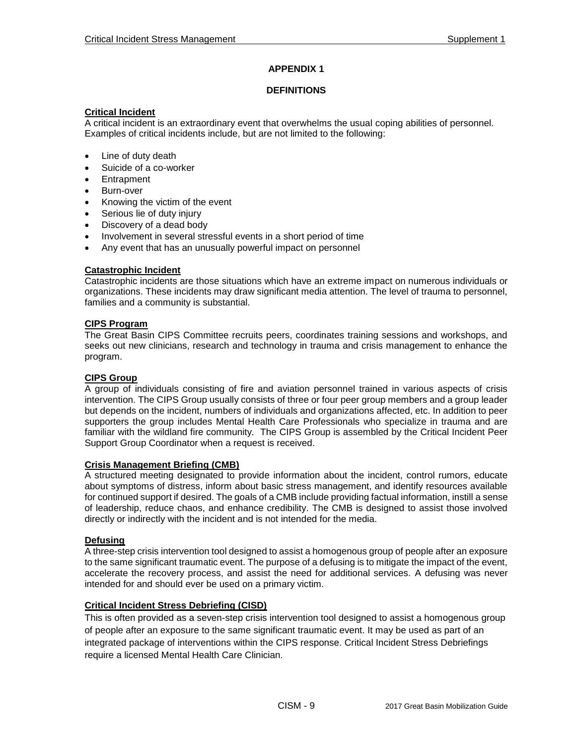## APPENDIX 1

## DEFINITIONS

**Critical Incident**

A critical incident is an extraordinary event that overwhelms the usual coping abilities of personnel. Examples of critical incidents include, but are not limited to the following:

- Line of duty death
- Suicide of a co-worker
- Entrapment
- Burn-over
- Knowing the victim of the event
- Serious lie of duty injury
- Discovery of a dead body
- Involvement in several stressful events in a short period of time
- Any event that has an unusually powerful impact on personnel

**Catastrophic Incident**

Catastrophic incidents are those situations which have an extreme impact on numerous individuals or organizations. These incidents may draw significant media attention. The level of trauma to personnel, families and a community is substantial.

**CIPS Program**

The Great Basin CIPS Committee recruits peers, coordinates training sessions and workshops, and seeks out new clinicians, research and technology in trauma and crisis management to enhance the program.

**CIPS Group**

A group of individuals consisting of fire and aviation personnel trained in various aspects of crisis intervention. The CIPS Group usually consists of three or four peer group members and a group leader but depends on the incident, numbers of individuals and organizations affected, etc. In addition to peer supporters the group includes Mental Health Care Professionals who specialize in trauma and are familiar with the wildland fire community. The CIPS Group is assembled by the Critical Incident Peer Support Group Coordinator when a request is received.

**Crisis Management Briefing (CMB)**

A structured meeting designated to provide information about the incident, control rumors, educate about symptoms of distress, inform about basic stress management, and identify resources available for continued support if desired. The goals of a CMB include providing factual information, instill a sense of leadership, reduce chaos, and enhance credibility. The CMB is designed to assist those involved directly or indirectly with the incident and is not intended for the media.

**Defusing**

A three-step crisis intervention tool designed to assist a homogenous group of people after an exposure to the same significant traumatic event. The purpose of a defusing is to mitigate the impact of the event, accelerate the recovery process, and assist the need for additional services. A defusing was never intended for and should ever be used on a primary victim.

**Critical Incident Stress Debriefing (CISD)**

This is often provided as a seven-step crisis intervention tool designed to assist a homogenous group of people after an exposure to the same significant traumatic event. It may be used as part of an integrated package of interventions within the CIPS response. Critical Incident Stress Debriefings require a licensed Mental Health Care Clinician.